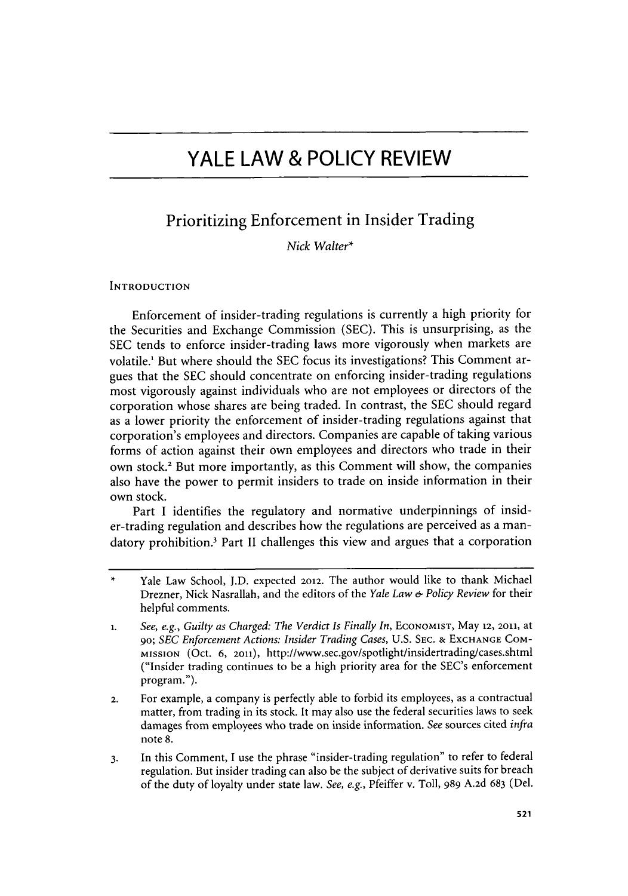# YALE LAW & POLICY REVIEW

## Prioritizing Enforcement in Insider Trading

*Nick Walter**

### INTRODUCTION

Enforcement of insider-trading regulations is currently a high priority for the Securities and Exchange Commission (SEC). This is unsurprising, as the SEC tends to enforce insider-trading laws more vigorously when markets are volatile.[1] But where should the SEC focus its investigations? This Comment argues that the SEC should concentrate on enforcing insider-trading regulations most vigorously against individuals who are not employees or directors of the corporation whose shares are being traded. In contrast, the SEC should regard as a lower priority the enforcement of insider-trading regulations against that corporation's employees and directors. Companies are capable of taking various forms of action against their own employees and directors who trade in their own stock.[2] But more importantly, as this Comment will show, the companies also have the power to permit insiders to trade on inside information in their own stock.

Part I identifies the regulatory and normative underpinnings of insider-trading regulation and describes how the regulations are perceived as a mandatory prohibition.[3] Part II challenges this view and argues that a corporation

---

\* Yale Law School, J.D. expected 2012. The author would like to thank Michael Drezner, Nick Nasrallah, and the editors of the *Yale Law & Policy Review* for their helpful comments.

1. *See, e.g.*, *Guilty as Charged: The Verdict Is Finally In*, ECONOMIST, May 12, 2011, at 90; *SEC Enforcement Actions: Insider Trading Cases*, U.S. SEC. & EXCHANGE COMMISSION (Oct. 6, 2011), http://www.sec.gov/spotlight/insidertrading/cases.shtml ("Insider trading continues to be a high priority area for the SEC's enforcement program.").

2. For example, a company is perfectly able to forbid its employees, as a contractual matter, from trading in its stock. It may also use the federal securities laws to seek damages from employees who trade on inside information. *See* sources cited *infra* note 8.

3. In this Comment, I use the phrase "insider-trading regulation" to refer to federal regulation. But insider trading can also be the subject of derivative suits for breach of the duty of loyalty under state law. *See, e.g.*, Pfeiffer v. Toll, 989 A.2d 683 (Del.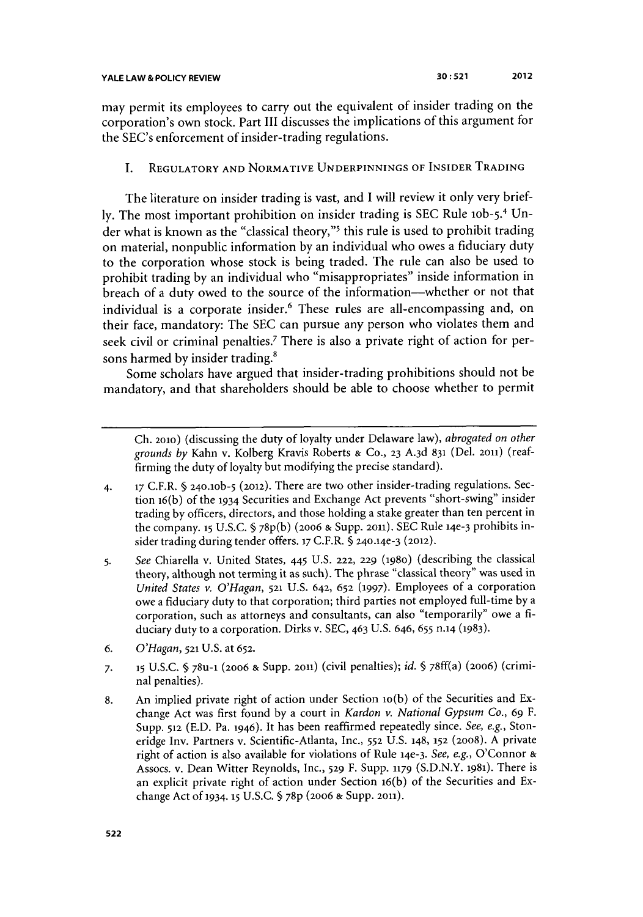may permit its employees to carry out the equivalent of insider trading on the corporation's own stock. Part III discusses the implications of this argument for the SEC's enforcement of insider-trading regulations.

## I. Regulatory and Normative Underpinnings of Insider Trading

The literature on insider trading is vast, and I will review it only very briefly. The most important prohibition on insider trading is SEC Rule 10b-5.[4] Under what is known as the "classical theory,"[5] this rule is used to prohibit trading on material, nonpublic information by an individual who owes a fiduciary duty to the corporation whose stock is being traded. The rule can also be used to prohibit trading by an individual who "misappropriates" inside information in breach of a duty owed to the source of the information—whether or not that individual is a corporate insider.[6] These rules are all-encompassing and, on their face, mandatory: The SEC can pursue any person who violates them and seek civil or criminal penalties.[7] There is also a private right of action for persons harmed by insider trading.[8]

Some scholars have argued that insider-trading prohibitions should not be mandatory, and that shareholders should be able to choose whether to permit

---

Ch. 2010) (discussing the duty of loyalty under Delaware law), *abrogated on other grounds by* Kahn v. Kolberg Kravis Roberts & Co., 23 A.3d 831 (Del. 2011) (reaffirming the duty of loyalty but modifying the precise standard).

4. 17 C.F.R. § 240.10b-5 (2012). There are two other insider-trading regulations. Section 16(b) of the 1934 Securities and Exchange Act prevents "short-swing" insider trading by officers, directors, and those holding a stake greater than ten percent in the company. 15 U.S.C. § 78p(b) (2006 & Supp. 2011). SEC Rule 14e-3 prohibits insider trading during tender offers. 17 C.F.R. § 240.14e-3 (2012).

5. *See* Chiarella v. United States, 445 U.S. 222, 229 (1980) (describing the classical theory, although not terming it as such). The phrase "classical theory" was used in *United States v. O'Hagan*, 521 U.S. 642, 652 (1997). Employees of a corporation owe a fiduciary duty to that corporation; third parties not employed full-time by a corporation, such as attorneys and consultants, can also "temporarily" owe a fiduciary duty to a corporation. Dirks v. SEC, 463 U.S. 646, 655 n.14 (1983).

6. *O'Hagan*, 521 U.S. at 652.

7. 15 U.S.C. § 78u-1 (2006 & Supp. 2011) (civil penalties); *id.* § 78ff(a) (2006) (criminal penalties).

8. An implied private right of action under Section 10(b) of the Securities and Exchange Act was first found by a court in *Kardon v. National Gypsum Co.*, 69 F. Supp. 512 (E.D. Pa. 1946). It has been reaffirmed repeatedly since. *See, e.g.*, Stoneridge Inv. Partners v. Scientific-Atlanta, Inc., 552 U.S. 148, 152 (2008). A private right of action is also available for violations of Rule 14e-3. *See, e.g.*, O'Connor & Assocs. v. Dean Witter Reynolds, Inc., 529 F. Supp. 1179 (S.D.N.Y. 1981). There is an explicit private right of action under Section 16(b) of the Securities and Exchange Act of 1934. 15 U.S.C. § 78p (2006 & Supp. 2011).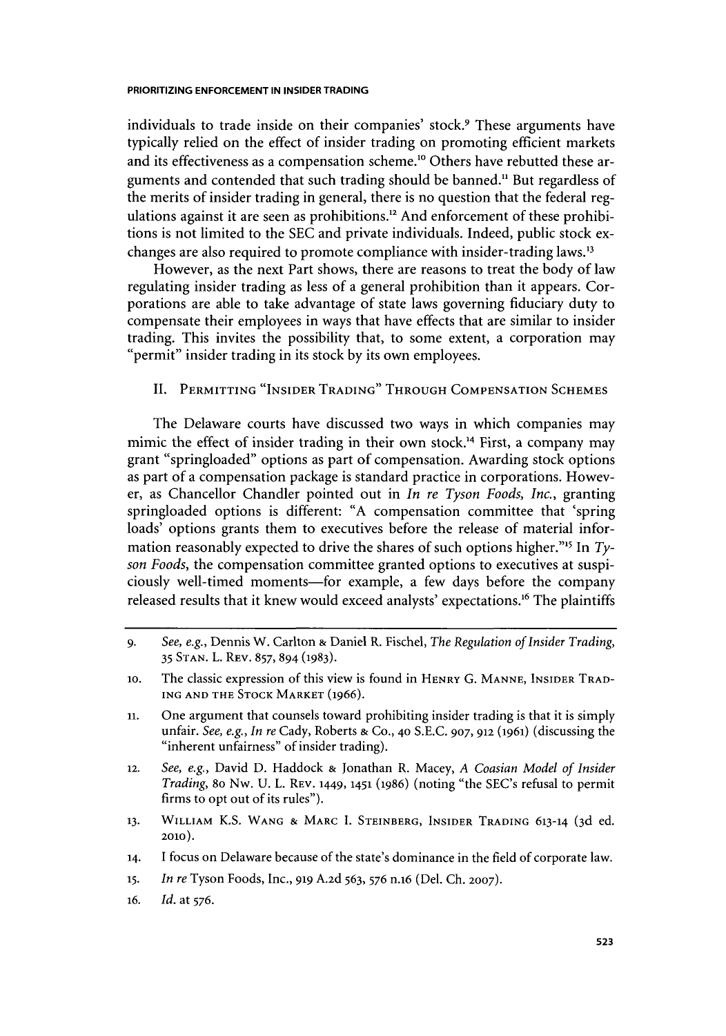individuals to trade inside on their companies' stock.[9] These arguments have typically relied on the effect of insider trading on promoting efficient markets and its effectiveness as a compensation scheme.[10] Others have rebutted these arguments and contended that such trading should be banned.[11] But regardless of the merits of insider trading in general, there is no question that the federal regulations against it are seen as prohibitions.[12] And enforcement of these prohibitions is not limited to the SEC and private individuals. Indeed, public stock exchanges are also required to promote compliance with insider-trading laws.[13]

However, as the next Part shows, there are reasons to treat the body of law regulating insider trading as less of a general prohibition than it appears. Corporations are able to take advantage of state laws governing fiduciary duty to compensate their employees in ways that have effects that are similar to insider trading. This invites the possibility that, to some extent, a corporation may "permit" insider trading in its stock by its own employees.

## II. Permitting "Insider Trading" Through Compensation Schemes

The Delaware courts have discussed two ways in which companies may mimic the effect of insider trading in their own stock.[14] First, a company may grant "springloaded" options as part of compensation. Awarding stock options as part of a compensation package is standard practice in corporations. However, as Chancellor Chandler pointed out in *In re Tyson Foods, Inc.*, granting springloaded options is different: "A compensation committee that 'spring loads' options grants them to executives before the release of material information reasonably expected to drive the shares of such options higher."[15] In *Tyson Foods*, the compensation committee granted options to executives at suspiciously well-timed moments—for example, a few days before the company released results that it knew would exceed analysts' expectations.[16] The plaintiffs

---

9. *See, e.g.*, Dennis W. Carlton & Daniel R. Fischel, *The Regulation of Insider Trading*, 35 Stan. L. Rev. 857, 894 (1983).

10. The classic expression of this view is found in Henry G. Manne, Insider Trading and the Stock Market (1966).

11. One argument that counsels toward prohibiting insider trading is that it is simply unfair. *See, e.g.*, *In re* Cady, Roberts & Co., 40 S.E.C. 907, 912 (1961) (discussing the "inherent unfairness" of insider trading).

12. *See, e.g.*, David D. Haddock & Jonathan R. Macey, *A Coasian Model of Insider Trading*, 80 Nw. U. L. Rev. 1449, 1451 (1986) (noting "the SEC's refusal to permit firms to opt out of its rules").

13. William K.S. Wang & Marc I. Steinberg, Insider Trading 613-14 (3d ed. 2010).

14. I focus on Delaware because of the state's dominance in the field of corporate law.

15. *In re* Tyson Foods, Inc., 919 A.2d 563, 576 n.16 (Del. Ch. 2007).

16. *Id.* at 576.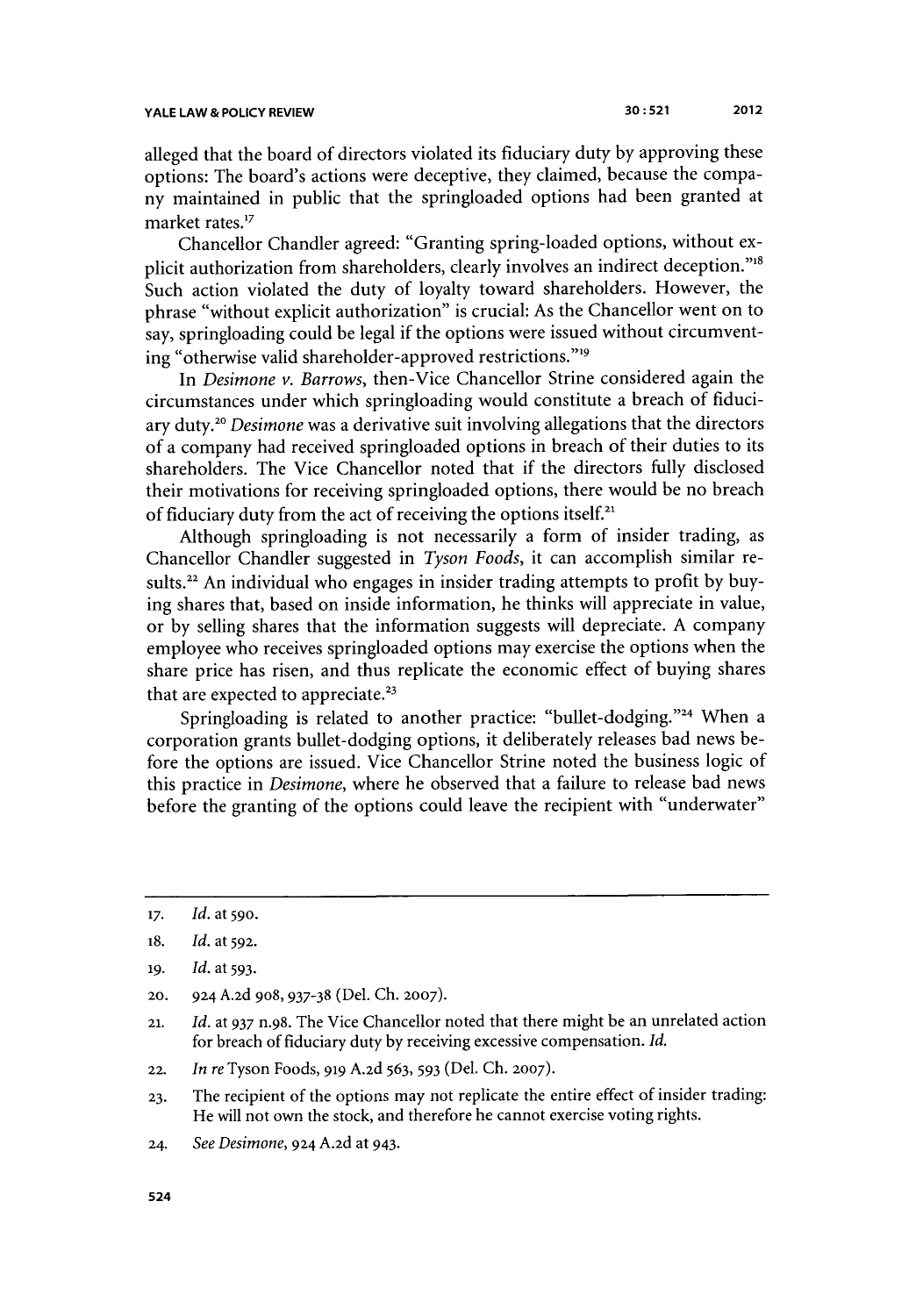alleged that the board of directors violated its fiduciary duty by approving these options: The board's actions were deceptive, they claimed, because the company maintained in public that the springloaded options had been granted at market rates.[17]

Chancellor Chandler agreed: "Granting spring-loaded options, without explicit authorization from shareholders, clearly involves an indirect deception."[18] Such action violated the duty of loyalty toward shareholders. However, the phrase "without explicit authorization" is crucial: As the Chancellor went on to say, springloading could be legal if the options were issued without circumventing "otherwise valid shareholder-approved restrictions."[19]

In *Desimone v. Barrows*, then-Vice Chancellor Strine considered again the circumstances under which springloading would constitute a breach of fiduciary duty.[20] *Desimone* was a derivative suit involving allegations that the directors of a company had received springloaded options in breach of their duties to its shareholders. The Vice Chancellor noted that if the directors fully disclosed their motivations for receiving springloaded options, there would be no breach of fiduciary duty from the act of receiving the options itself.[21]

Although springloading is not necessarily a form of insider trading, as Chancellor Chandler suggested in *Tyson Foods*, it can accomplish similar results.[22] An individual who engages in insider trading attempts to profit by buying shares that, based on inside information, he thinks will appreciate in value, or by selling shares that the information suggests will depreciate. A company employee who receives springloaded options may exercise the options when the share price has risen, and thus replicate the economic effect of buying shares that are expected to appreciate.[23]

Springloading is related to another practice: "bullet-dodging."[24] When a corporation grants bullet-dodging options, it deliberately releases bad news before the options are issued. Vice Chancellor Strine noted the business logic of this practice in *Desimone*, where he observed that a failure to release bad news before the granting of the options could leave the recipient with "underwater"

---

17. *Id.* at 590.

18. *Id.* at 592.

19. *Id.* at 593.

20. 924 A.2d 908, 937-38 (Del. Ch. 2007).

21. *Id.* at 937 n.98. The Vice Chancellor noted that there might be an unrelated action for breach of fiduciary duty by receiving excessive compensation. *Id.*

22. *In re* Tyson Foods, 919 A.2d 563, 593 (Del. Ch. 2007).

23. The recipient of the options may not replicate the entire effect of insider trading: He will not own the stock, and therefore he cannot exercise voting rights.

24. *See Desimone*, 924 A.2d at 943.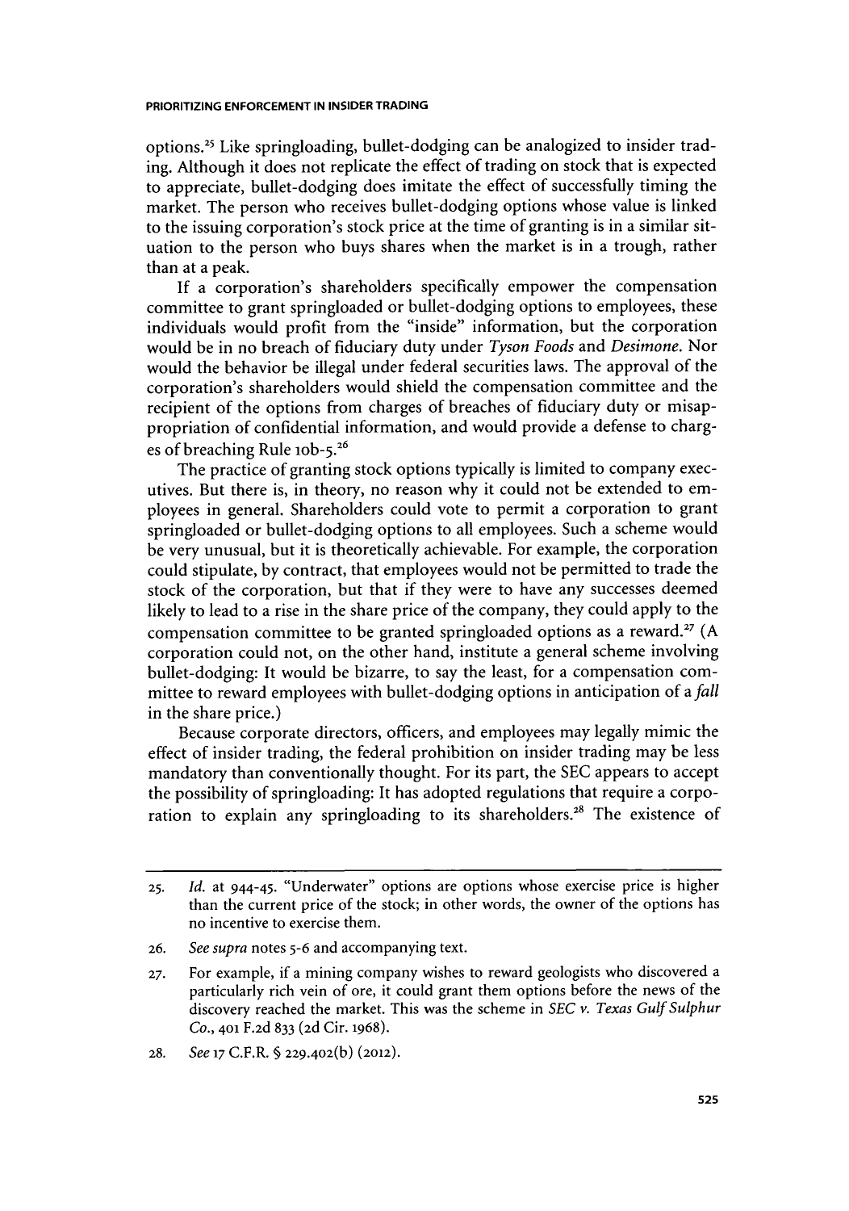options.[25] Like springloading, bullet-dodging can be analogized to insider trading. Although it does not replicate the effect of trading on stock that is expected to appreciate, bullet-dodging does imitate the effect of successfully timing the market. The person who receives bullet-dodging options whose value is linked to the issuing corporation's stock price at the time of granting is in a similar situation to the person who buys shares when the market is in a trough, rather than at a peak.

If a corporation's shareholders specifically empower the compensation committee to grant springloaded or bullet-dodging options to employees, these individuals would profit from the "inside" information, but the corporation would be in no breach of fiduciary duty under *Tyson Foods* and *Desimone*. Nor would the behavior be illegal under federal securities laws. The approval of the corporation's shareholders would shield the compensation committee and the recipient of the options from charges of breaches of fiduciary duty or misappropriation of confidential information, and would provide a defense to charges of breaching Rule 10b-5.[26]

The practice of granting stock options typically is limited to company executives. But there is, in theory, no reason why it could not be extended to employees in general. Shareholders could vote to permit a corporation to grant springloaded or bullet-dodging options to all employees. Such a scheme would be very unusual, but it is theoretically achievable. For example, the corporation could stipulate, by contract, that employees would not be permitted to trade the stock of the corporation, but that if they were to have any successes deemed likely to lead to a rise in the share price of the company, they could apply to the compensation committee to be granted springloaded options as a reward.[27] (A corporation could not, on the other hand, institute a general scheme involving bullet-dodging: It would be bizarre, to say the least, for a compensation committee to reward employees with bullet-dodging options in anticipation of a *fall* in the share price.)

Because corporate directors, officers, and employees may legally mimic the effect of insider trading, the federal prohibition on insider trading may be less mandatory than conventionally thought. For its part, the SEC appears to accept the possibility of springloading: It has adopted regulations that require a corporation to explain any springloading to its shareholders.[28] The existence of

---

25. *Id.* at 944-45. "Underwater" options are options whose exercise price is higher than the current price of the stock; in other words, the owner of the options has no incentive to exercise them.

26. *See supra* notes 5-6 and accompanying text.

27. For example, if a mining company wishes to reward geologists who discovered a particularly rich vein of ore, it could grant them options before the news of the discovery reached the market. This was the scheme in *SEC v. Texas Gulf Sulphur Co.*, 401 F.2d 833 (2d Cir. 1968).

28. *See* 17 C.F.R. § 229.402(b) (2012).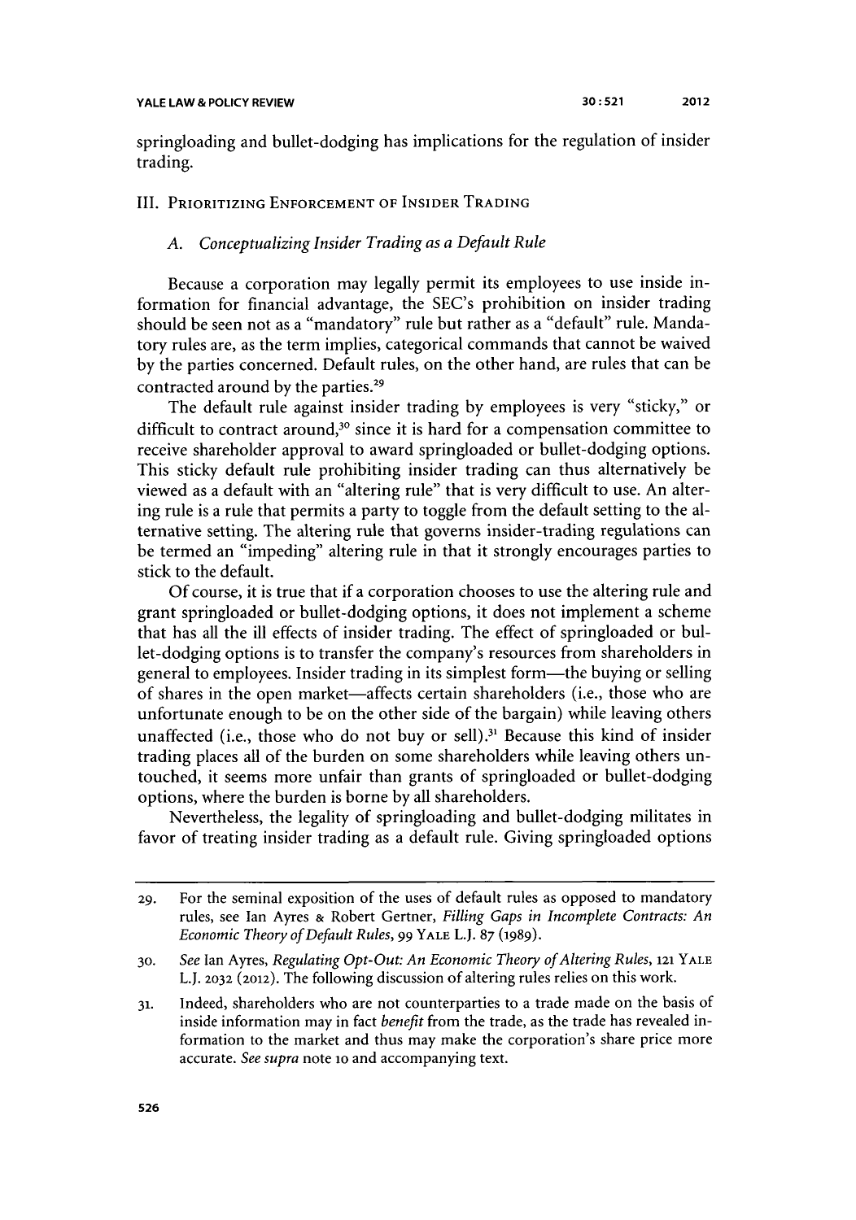springloading and bullet-dodging has implications for the regulation of insider trading.

## III. Prioritizing Enforcement of Insider Trading

### A. *Conceptualizing Insider Trading as a Default Rule*

Because a corporation may legally permit its employees to use inside information for financial advantage, the SEC's prohibition on insider trading should be seen not as a "mandatory" rule but rather as a "default" rule. Mandatory rules are, as the term implies, categorical commands that cannot be waived by the parties concerned. Default rules, on the other hand, are rules that can be contracted around by the parties.[29]

The default rule against insider trading by employees is very "sticky," or difficult to contract around,[30] since it is hard for a compensation committee to receive shareholder approval to award springloaded or bullet-dodging options. This sticky default rule prohibiting insider trading can thus alternatively be viewed as a default with an "altering rule" that is very difficult to use. An altering rule is a rule that permits a party to toggle from the default setting to the alternative setting. The altering rule that governs insider-trading regulations can be termed an "impeding" altering rule in that it strongly encourages parties to stick to the default.

Of course, it is true that if a corporation chooses to use the altering rule and grant springloaded or bullet-dodging options, it does not implement a scheme that has all the ill effects of insider trading. The effect of springloaded or bullet-dodging options is to transfer the company's resources from shareholders in general to employees. Insider trading in its simplest form—the buying or selling of shares in the open market—affects certain shareholders (i.e., those who are unfortunate enough to be on the other side of the bargain) while leaving others unaffected (i.e., those who do not buy or sell).[31] Because this kind of insider trading places all of the burden on some shareholders while leaving others untouched, it seems more unfair than grants of springloaded or bullet-dodging options, where the burden is borne by all shareholders.

Nevertheless, the legality of springloading and bullet-dodging militates in favor of treating insider trading as a default rule. Giving springloaded options

---

29. For the seminal exposition of the uses of default rules as opposed to mandatory rules, see Ian Ayres & Robert Gertner, *Filling Gaps in Incomplete Contracts: An Economic Theory of Default Rules*, 99 YALE L.J. 87 (1989).

30. *See* Ian Ayres, *Regulating Opt-Out: An Economic Theory of Altering Rules*, 121 YALE L.J. 2032 (2012). The following discussion of altering rules relies on this work.

31. Indeed, shareholders who are not counterparties to a trade made on the basis of inside information may in fact *benefit* from the trade, as the trade has revealed information to the market and thus may make the corporation's share price more accurate. *See supra* note 10 and accompanying text.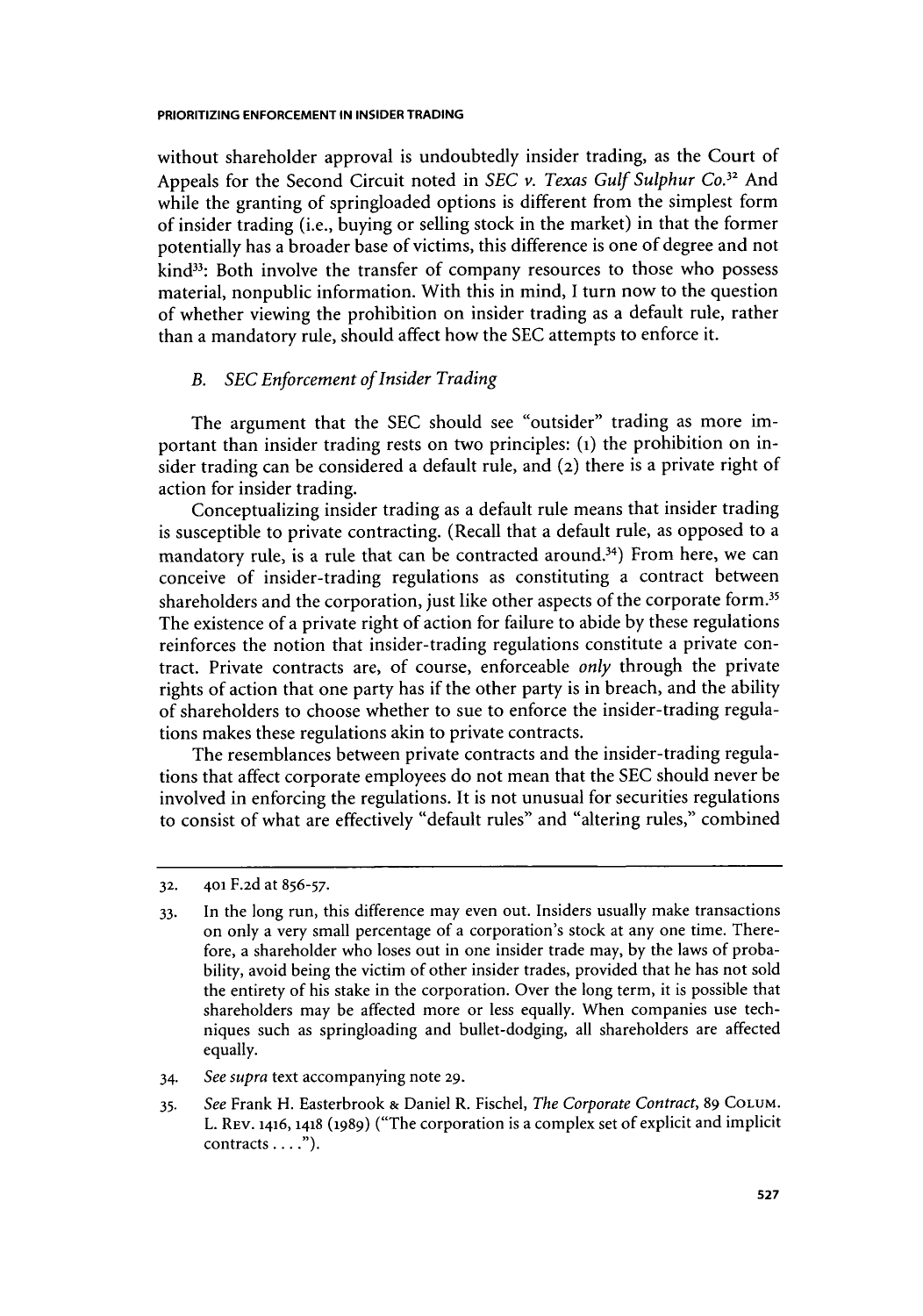without shareholder approval is undoubtedly insider trading, as the Court of Appeals for the Second Circuit noted in *SEC v. Texas Gulf Sulphur Co.*[32] And while the granting of springloaded options is different from the simplest form of insider trading (i.e., buying or selling stock in the market) in that the former potentially has a broader base of victims, this difference is one of degree and not kind[33]: Both involve the transfer of company resources to those who possess material, nonpublic information. With this in mind, I turn now to the question of whether viewing the prohibition on insider trading as a default rule, rather than a mandatory rule, should affect how the SEC attempts to enforce it.

### *B. SEC Enforcement of Insider Trading*

The argument that the SEC should see "outsider" trading as more important than insider trading rests on two principles: (1) the prohibition on insider trading can be considered a default rule, and (2) there is a private right of action for insider trading.

Conceptualizing insider trading as a default rule means that insider trading is susceptible to private contracting. (Recall that a default rule, as opposed to a mandatory rule, is a rule that can be contracted around.[34]) From here, we can conceive of insider-trading regulations as constituting a contract between shareholders and the corporation, just like other aspects of the corporate form.[35] The existence of a private right of action for failure to abide by these regulations reinforces the notion that insider-trading regulations constitute a private contract. Private contracts are, of course, enforceable *only* through the private rights of action that one party has if the other party is in breach, and the ability of shareholders to choose whether to sue to enforce the insider-trading regulations makes these regulations akin to private contracts.

The resemblances between private contracts and the insider-trading regulations that affect corporate employees do not mean that the SEC should never be involved in enforcing the regulations. It is not unusual for securities regulations to consist of what are effectively "default rules" and "altering rules," combined

---

32. 401 F.2d at 856-57.

33. In the long run, this difference may even out. Insiders usually make transactions on only a very small percentage of a corporation's stock at any one time. Therefore, a shareholder who loses out in one insider trade may, by the laws of probability, avoid being the victim of other insider trades, provided that he has not sold the entirety of his stake in the corporation. Over the long term, it is possible that shareholders may be affected more or less equally. When companies use techniques such as springloading and bullet-dodging, all shareholders are affected equally.

34. *See supra* text accompanying note 29.

35. *See* Frank H. Easterbrook & Daniel R. Fischel, *The Corporate Contract*, 89 COLUM. L. REV. 1416, 1418 (1989) ("The corporation is a complex set of explicit and implicit contracts . . . .").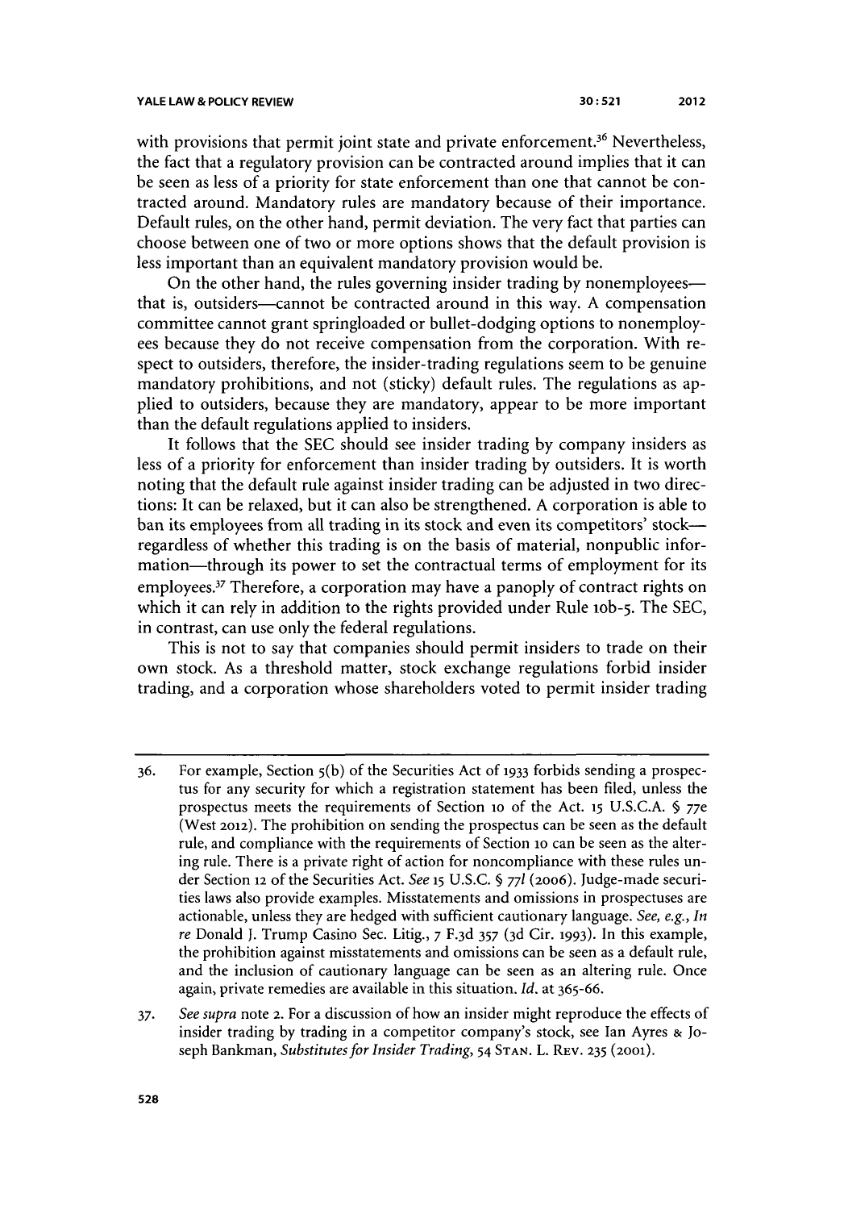with provisions that permit joint state and private enforcement.[36] Nevertheless, the fact that a regulatory provision can be contracted around implies that it can be seen as less of a priority for state enforcement than one that cannot be contracted around. Mandatory rules are mandatory because of their importance. Default rules, on the other hand, permit deviation. The very fact that parties can choose between one of two or more options shows that the default provision is less important than an equivalent mandatory provision would be.

On the other hand, the rules governing insider trading by nonemployees—that is, outsiders—cannot be contracted around in this way. A compensation committee cannot grant springloaded or bullet-dodging options to nonemployees because they do not receive compensation from the corporation. With respect to outsiders, therefore, the insider-trading regulations seem to be genuine mandatory prohibitions, and not (sticky) default rules. The regulations as applied to outsiders, because they are mandatory, appear to be more important than the default regulations applied to insiders.

It follows that the SEC should see insider trading by company insiders as less of a priority for enforcement than insider trading by outsiders. It is worth noting that the default rule against insider trading can be adjusted in two directions: It can be relaxed, but it can also be strengthened. A corporation is able to ban its employees from all trading in its stock and even its competitors' stock—regardless of whether this trading is on the basis of material, nonpublic information—through its power to set the contractual terms of employment for its employees.[37] Therefore, a corporation may have a panoply of contract rights on which it can rely in addition to the rights provided under Rule 10b-5. The SEC, in contrast, can use only the federal regulations.

This is not to say that companies should permit insiders to trade on their own stock. As a threshold matter, stock exchange regulations forbid insider trading, and a corporation whose shareholders voted to permit insider trading

---

36. For example, Section 5(b) of the Securities Act of 1933 forbids sending a prospectus for any security for which a registration statement has been filed, unless the prospectus meets the requirements of Section 10 of the Act. 15 U.S.C.A. § 77e (West 2012). The prohibition on sending the prospectus can be seen as the default rule, and compliance with the requirements of Section 10 can be seen as the altering rule. There is a private right of action for noncompliance with these rules under Section 12 of the Securities Act. *See* 15 U.S.C. § 77*l* (2006). Judge-made securities laws also provide examples. Misstatements and omissions in prospectuses are actionable, unless they are hedged with sufficient cautionary language. *See, e.g.*, *In re* Donald J. Trump Casino Sec. Litig., 7 F.3d 357 (3d Cir. 1993). In this example, the prohibition against misstatements and omissions can be seen as a default rule, and the inclusion of cautionary language can be seen as an altering rule. Once again, private remedies are available in this situation. *Id.* at 365-66.

37. *See supra* note 2. For a discussion of how an insider might reproduce the effects of insider trading by trading in a competitor company's stock, see Ian Ayres & Joseph Bankman, *Substitutes for Insider Trading*, 54 STAN. L. REV. 235 (2001).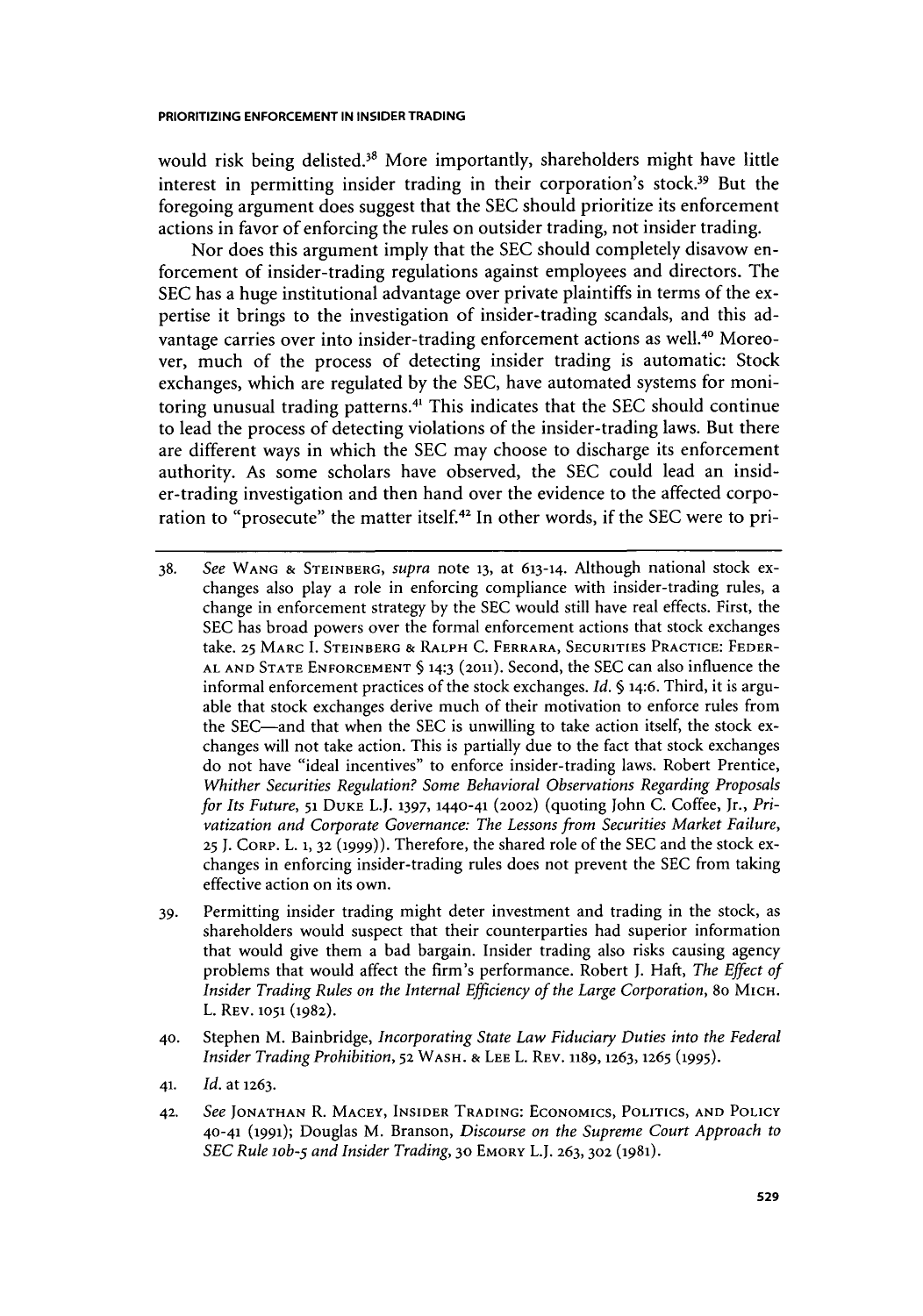would risk being delisted.[38] More importantly, shareholders might have little interest in permitting insider trading in their corporation's stock.[39] But the foregoing argument does suggest that the SEC should prioritize its enforcement actions in favor of enforcing the rules on outsider trading, not insider trading.

Nor does this argument imply that the SEC should completely disavow enforcement of insider-trading regulations against employees and directors. The SEC has a huge institutional advantage over private plaintiffs in terms of the expertise it brings to the investigation of insider-trading scandals, and this advantage carries over into insider-trading enforcement actions as well.[40] Moreover, much of the process of detecting insider trading is automatic: Stock exchanges, which are regulated by the SEC, have automated systems for monitoring unusual trading patterns.[41] This indicates that the SEC should continue to lead the process of detecting violations of the insider-trading laws. But there are different ways in which the SEC may choose to discharge its enforcement authority. As some scholars have observed, the SEC could lead an insider-trading investigation and then hand over the evidence to the affected corporation to "prosecute" the matter itself.[42] In other words, if the SEC were to pri-

38. *See* WANG & STEINBERG, *supra* note 13, at 613-14. Although national stock exchanges also play a role in enforcing compliance with insider-trading rules, a change in enforcement strategy by the SEC would still have real effects. First, the SEC has broad powers over the formal enforcement actions that stock exchanges take. 25 MARC I. STEINBERG & RALPH C. FERRARA, SECURITIES PRACTICE: FEDERAL AND STATE ENFORCEMENT § 14:3 (2011). Second, the SEC can also influence the informal enforcement practices of the stock exchanges. *Id.* § 14:6. Third, it is arguable that stock exchanges derive much of their motivation to enforce rules from the SEC—and that when the SEC is unwilling to take action itself, the stock exchanges will not take action. This is partially due to the fact that stock exchanges do not have "ideal incentives" to enforce insider-trading laws. Robert Prentice, *Whither Securities Regulation? Some Behavioral Observations Regarding Proposals for Its Future*, 51 DUKE L.J. 1397, 1440-41 (2002) (quoting John C. Coffee, Jr., *Privatization and Corporate Governance: The Lessons from Securities Market Failure*, 25 J. CORP. L. 1, 32 (1999)). Therefore, the shared role of the SEC and the stock exchanges in enforcing insider-trading rules does not prevent the SEC from taking effective action on its own.

39. Permitting insider trading might deter investment and trading in the stock, as shareholders would suspect that their counterparties had superior information that would give them a bad bargain. Insider trading also risks causing agency problems that would affect the firm's performance. Robert J. Haft, *The Effect of Insider Trading Rules on the Internal Efficiency of the Large Corporation*, 80 MICH. L. REV. 1051 (1982).

40. Stephen M. Bainbridge, *Incorporating State Law Fiduciary Duties into the Federal Insider Trading Prohibition*, 52 WASH. & LEE L. REV. 1189, 1263, 1265 (1995).

41. *Id.* at 1263.

42. *See* JONATHAN R. MACEY, INSIDER TRADING: ECONOMICS, POLITICS, AND POLICY 40-41 (1991); Douglas M. Branson, *Discourse on the Supreme Court Approach to SEC Rule 10b-5 and Insider Trading*, 30 EMORY L.J. 263, 302 (1981).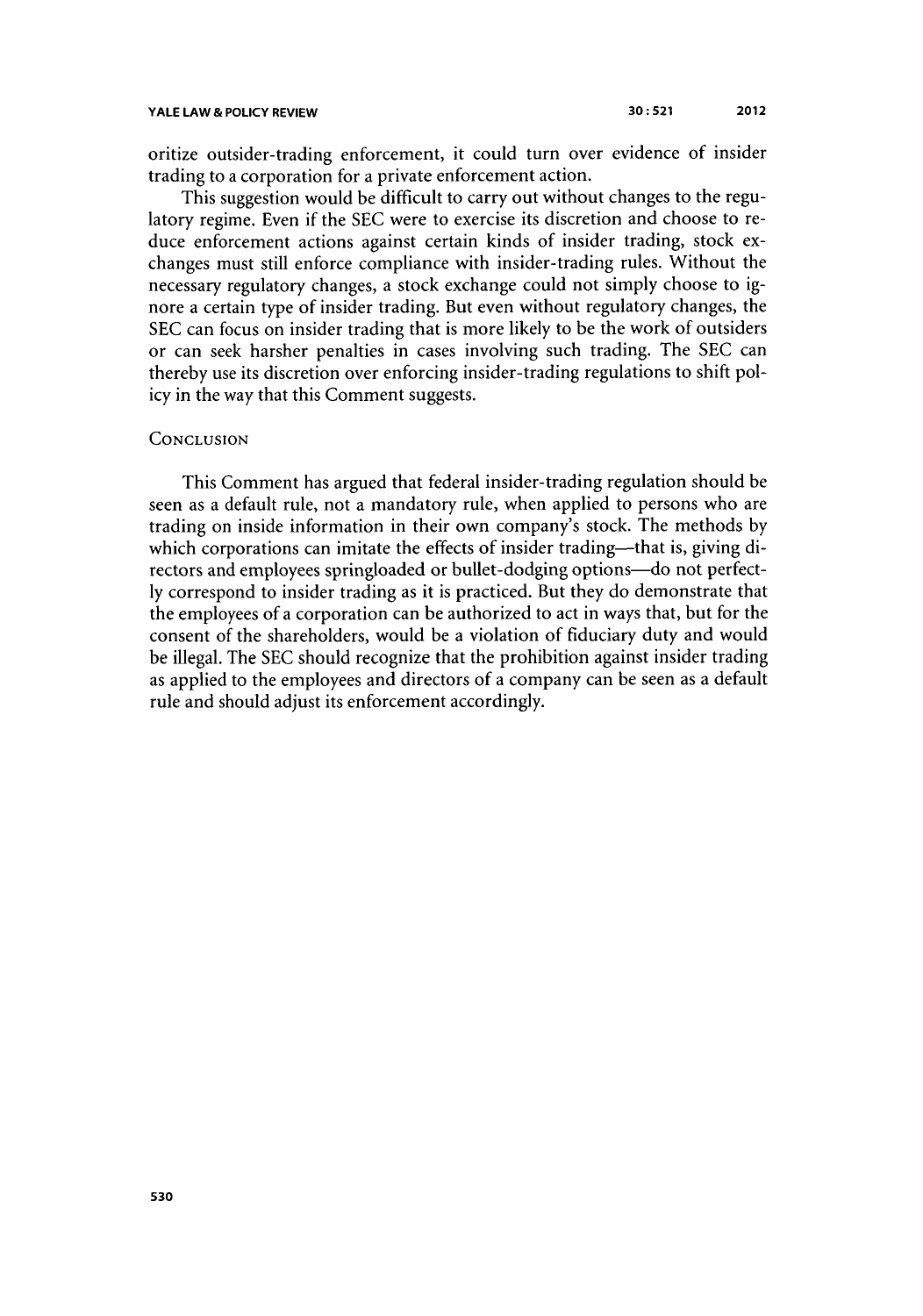oritize outsider-trading enforcement, it could turn over evidence of insider trading to a corporation for a private enforcement action.

This suggestion would be difficult to carry out without changes to the regulatory regime. Even if the SEC were to exercise its discretion and choose to reduce enforcement actions against certain kinds of insider trading, stock exchanges must still enforce compliance with insider-trading rules. Without the necessary regulatory changes, a stock exchange could not simply choose to ignore a certain type of insider trading. But even without regulatory changes, the SEC can focus on insider trading that is more likely to be the work of outsiders or can seek harsher penalties in cases involving such trading. The SEC can thereby use its discretion over enforcing insider-trading regulations to shift policy in the way that this Comment suggests.

## Conclusion

This Comment has argued that federal insider-trading regulation should be seen as a default rule, not a mandatory rule, when applied to persons who are trading on inside information in their own company's stock. The methods by which corporations can imitate the effects of insider trading—that is, giving directors and employees springloaded or bullet-dodging options—do not perfectly correspond to insider trading as it is practiced. But they do demonstrate that the employees of a corporation can be authorized to act in ways that, but for the consent of the shareholders, would be a violation of fiduciary duty and would be illegal. The SEC should recognize that the prohibition against insider trading as applied to the employees and directors of a company can be seen as a default rule and should adjust its enforcement accordingly.